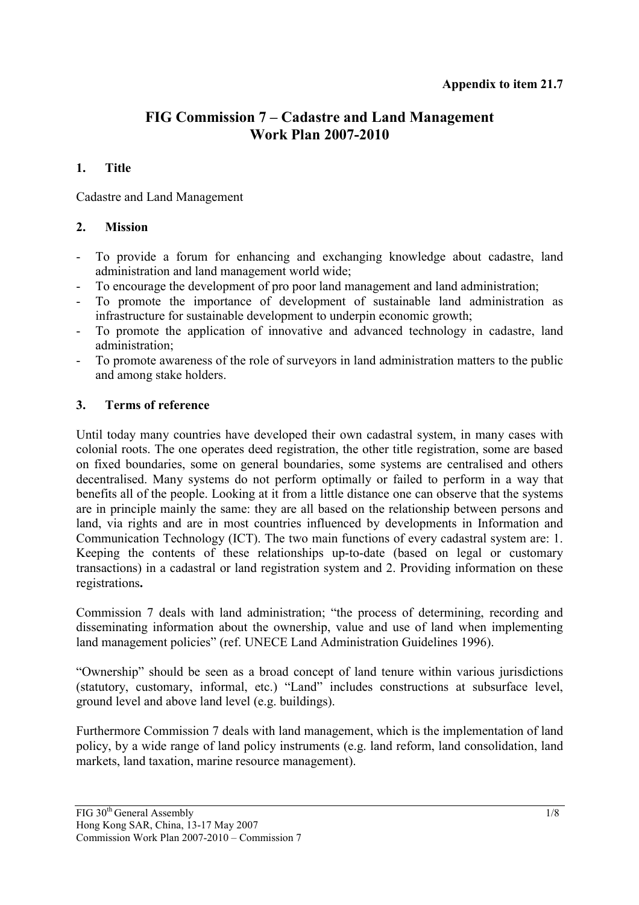**Appendix to item 21.7**

# FIG Commission 7 – Cadastre and Land Management Work Plan 2007-2010

## 1. Title

Cadastre and Land Management

## 2. Mission

- To provide a forum for enhancing and exchanging knowledge about cadastre, land administration and land management world wide;
- To encourage the development of pro poor land management and land administration;
- To promote the importance of development of sustainable land administration as infrastructure for sustainable development to underpin economic growth;
- To promote the application of innovative and advanced technology in cadastre, land administration;
- To promote awareness of the role of surveyors in land administration matters to the public and among stake holders.

## 3. Terms of reference

Until today many countries have developed their own cadastral system, in many cases with colonial roots. The one operates deed registration, the other title registration, some are based on fixed boundaries, some on general boundaries, some systems are centralised and others decentralised. Many systems do not perform optimally or failed to perform in a way that benefits all of the people. Looking at it from a little distance one can observe that the systems are in principle mainly the same: they are all based on the relationship between persons and land, via rights and are in most countries influenced by developments in Information and Communication Technology (ICT). The two main functions of every cadastral system are: 1. Keeping the contents of these relationships up-to-date (based on legal or customary transactions) in a cadastral or land registration system and 2. Providing information on these registrations**.**

Commission 7 deals with land administration; "the process of determining, recording and disseminating information about the ownership, value and use of land when implementing land management policies" (ref. UNECE Land Administration Guidelines 1996).

"Ownership" should be seen as a broad concept of land tenure within various jurisdictions (statutory, customary, informal, etc.) "Land" includes constructions at subsurface level, ground level and above land level (e.g. buildings).

Furthermore Commission 7 deals with land management, which is the implementation of land policy, by a wide range of land policy instruments (e.g. land reform, land consolidation, land markets, land taxation, marine resource management).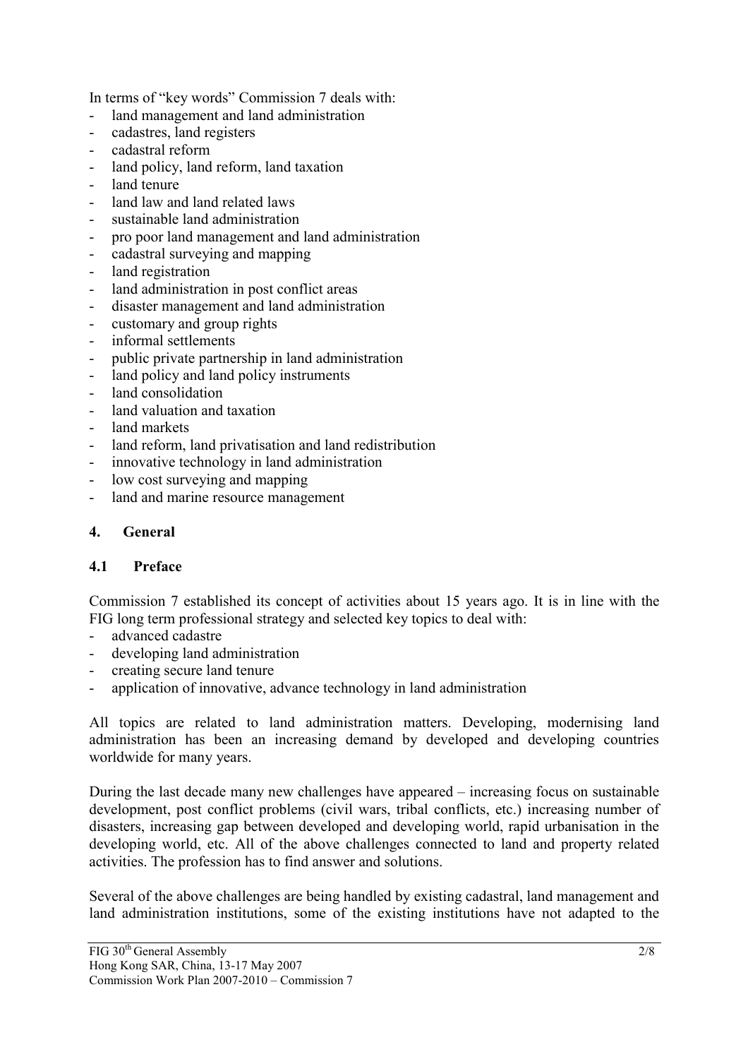In terms of "key words" Commission 7 deals with:

- land management and land administration
- cadastres, land registers
- cadastral reform
- land policy, land reform, land taxation
- land tenure
- land law and land related laws
- sustainable land administration
- pro poor land management and land administration
- cadastral surveying and mapping
- land registration
- land administration in post conflict areas
- disaster management and land administration
- customary and group rights
- informal settlements
- public private partnership in land administration
- land policy and land policy instruments
- land consolidation
- land valuation and taxation
- land markets
- land reform, land privatisation and land redistribution
- innovative technology in land administration
- low cost surveying and mapping
- land and marine resource management

## 4. General

### 4.1 Preface

Commission 7 established its concept of activities about 15 years ago. It is in line with the FIG long term professional strategy and selected key topics to deal with:

- advanced cadastre
- developing land administration
- creating secure land tenure
- application of innovative, advance technology in land administration

All topics are related to land administration matters. Developing, modernising land administration has been an increasing demand by developed and developing countries worldwide for many years.

During the last decade many new challenges have appeared – increasing focus on sustainable development, post conflict problems (civil wars, tribal conflicts, etc.) increasing number of disasters, increasing gap between developed and developing world, rapid urbanisation in the developing world, etc. All of the above challenges connected to land and property related activities. The profession has to find answer and solutions.

Several of the above challenges are being handled by existing cadastral, land management and land administration institutions, some of the existing institutions have not adapted to the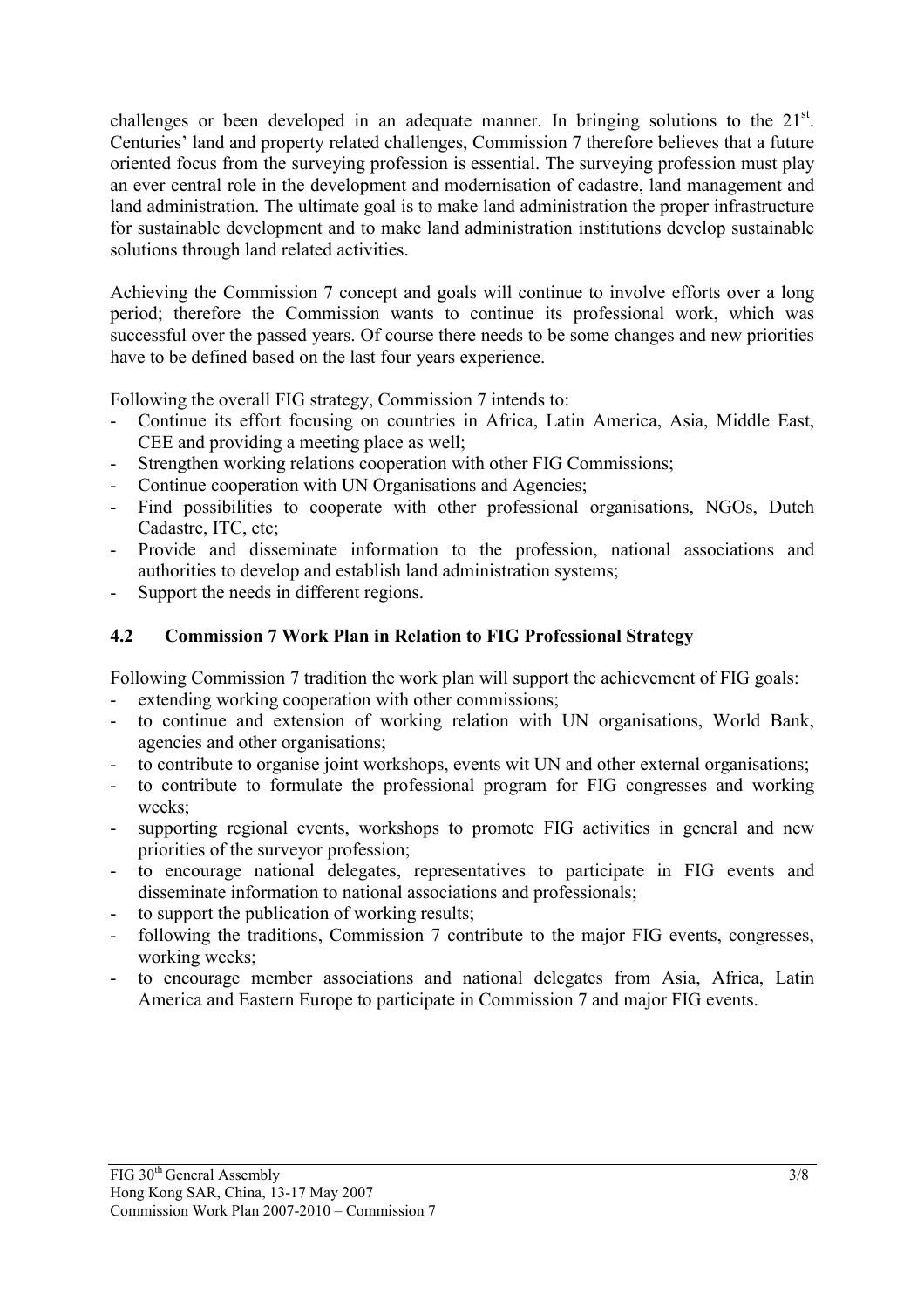challenges or been developed in an adequate manner. In bringing solutions to the 21st. Centuries' land and property related challenges, Commission 7 therefore believes that a future oriented focus from the surveying profession is essential. The surveying profession must play an ever central role in the development and modernisation of cadastre, land management and land administration. The ultimate goal is to make land administration the proper infrastructure for sustainable development and to make land administration institutions develop sustainable solutions through land related activities.

Achieving the Commission 7 concept and goals will continue to involve efforts over a long period; therefore the Commission wants to continue its professional work, which was successful over the passed years. Of course there needs to be some changes and new priorities have to be defined based on the last four years experience.

Following the overall FIG strategy, Commission 7 intends to:

- Continue its effort focusing on countries in Africa, Latin America, Asia, Middle East, CEE and providing a meeting place as well;
- Strengthen working relations cooperation with other FIG Commissions;
- Continue cooperation with UN Organisations and Agencies;
- Find possibilities to cooperate with other professional organisations, NGOs, Dutch Cadastre, ITC, etc;
- Provide and disseminate information to the profession, national associations and authorities to develop and establish land administration systems;
- Support the needs in different regions.

### 4.2 Commission 7 Work Plan in Relation to FIG Professional Strategy

Following Commission 7 tradition the work plan will support the achievement of FIG goals:

- extending working cooperation with other commissions;
- to continue and extension of working relation with UN organisations, World Bank, agencies and other organisations;
- to contribute to organise joint workshops, events wit UN and other external organisations;
- to contribute to formulate the professional program for FIG congresses and working weeks;
- supporting regional events, workshops to promote FIG activities in general and new priorities of the surveyor profession;
- to encourage national delegates, representatives to participate in FIG events and disseminate information to national associations and professionals;
- to support the publication of working results;
- following the traditions, Commission 7 contribute to the major FIG events, congresses, working weeks;
- to encourage member associations and national delegates from Asia, Africa, Latin America and Eastern Europe to participate in Commission 7 and major FIG events.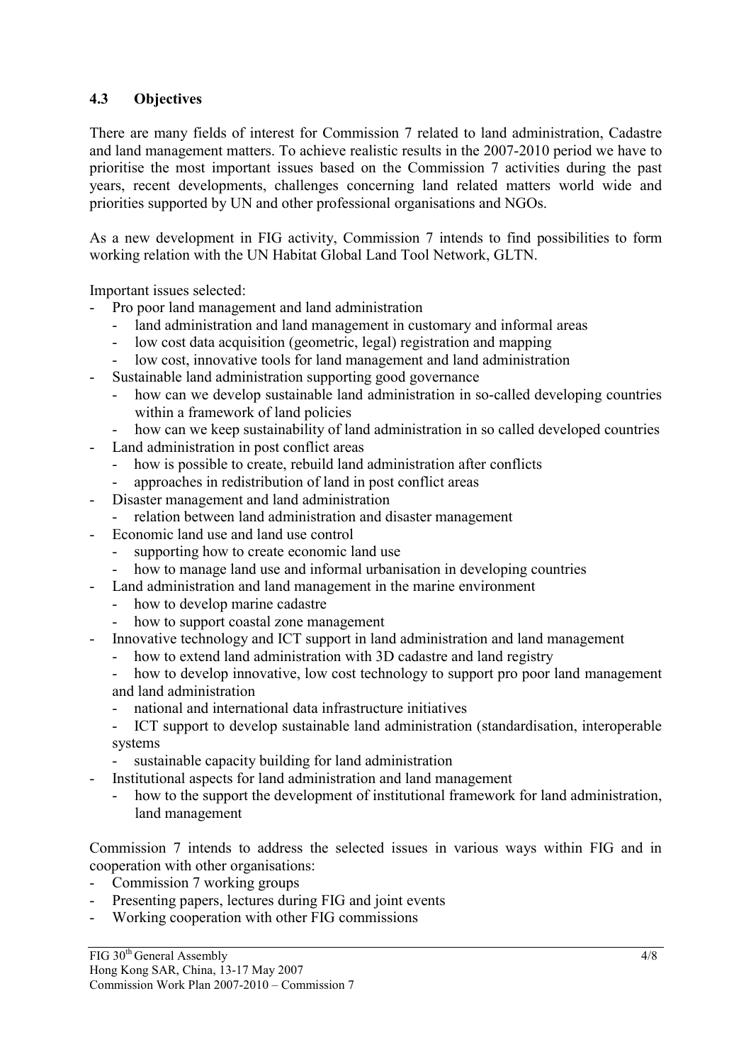### 4.3 Objectives

There are many fields of interest for Commission 7 related to land administration, Cadastre and land management matters. To achieve realistic results in the 2007-2010 period we have to prioritise the most important issues based on the Commission 7 activities during the past years, recent developments, challenges concerning land related matters world wide and priorities supported by UN and other professional organisations and NGOs.

As a new development in FIG activity, Commission 7 intends to find possibilities to form working relation with the UN Habitat Global Land Tool Network, GLTN.

Important issues selected:

- Pro poor land management and land administration
  - land administration and land management in customary and informal areas
  - low cost data acquisition (geometric, legal) registration and mapping
  - low cost, innovative tools for land management and land administration
- Sustainable land administration supporting good governance
  - how can we develop sustainable land administration in so-called developing countries within a framework of land policies
  - how can we keep sustainability of land administration in so called developed countries
- Land administration in post conflict areas
  - how is possible to create, rebuild land administration after conflicts
  - approaches in redistribution of land in post conflict areas
- Disaster management and land administration
  - relation between land administration and disaster management
- Economic land use and land use control
  - supporting how to create economic land use
  - how to manage land use and informal urbanisation in developing countries
- Land administration and land management in the marine environment
  - how to develop marine cadastre
  - how to support coastal zone management
- Innovative technology and ICT support in land administration and land management
  - how to extend land administration with 3D cadastre and land registry
  - how to develop innovative, low cost technology to support pro poor land management and land administration
  - national and international data infrastructure initiatives
  - ICT support to develop sustainable land administration (standardisation, interoperable systems
  - sustainable capacity building for land administration
- Institutional aspects for land administration and land management
  - how to the support the development of institutional framework for land administration, land management

Commission 7 intends to address the selected issues in various ways within FIG and in cooperation with other organisations:

- Commission 7 working groups
- Presenting papers, lectures during FIG and joint events
- Working cooperation with other FIG commissions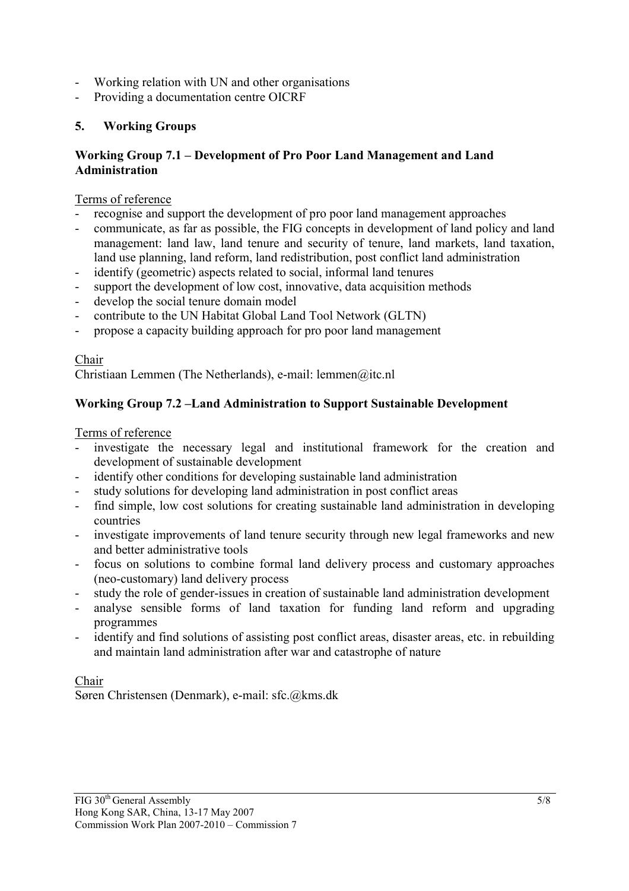- Working relation with UN and other organisations
- Providing a documentation centre OICRF

## 5. Working Groups

### Working Group 7.1 – Development of Pro Poor Land Management and Land Administration

Terms of reference

- recognise and support the development of pro poor land management approaches
- communicate, as far as possible, the FIG concepts in development of land policy and land management: land law, land tenure and security of tenure, land markets, land taxation, land use planning, land reform, land redistribution, post conflict land administration
- identify (geometric) aspects related to social, informal land tenures
- support the development of low cost, innovative, data acquisition methods
- develop the social tenure domain model
- contribute to the UN Habitat Global Land Tool Network (GLTN)
- propose a capacity building approach for pro poor land management

Chair

Christiaan Lemmen (The Netherlands), e-mail: lemmen@itc.nl

### Working Group 7.2 –Land Administration to Support Sustainable Development

Terms of reference

- investigate the necessary legal and institutional framework for the creation and development of sustainable development
- identify other conditions for developing sustainable land administration
- study solutions for developing land administration in post conflict areas
- find simple, low cost solutions for creating sustainable land administration in developing countries
- investigate improvements of land tenure security through new legal frameworks and new and better administrative tools
- focus on solutions to combine formal land delivery process and customary approaches (neo-customary) land delivery process
- study the role of gender-issues in creation of sustainable land administration development
- analyse sensible forms of land taxation for funding land reform and upgrading programmes
- identify and find solutions of assisting post conflict areas, disaster areas, etc. in rebuilding and maintain land administration after war and catastrophe of nature

Chair

Søren Christensen (Denmark), e-mail: sfc.@kms.dk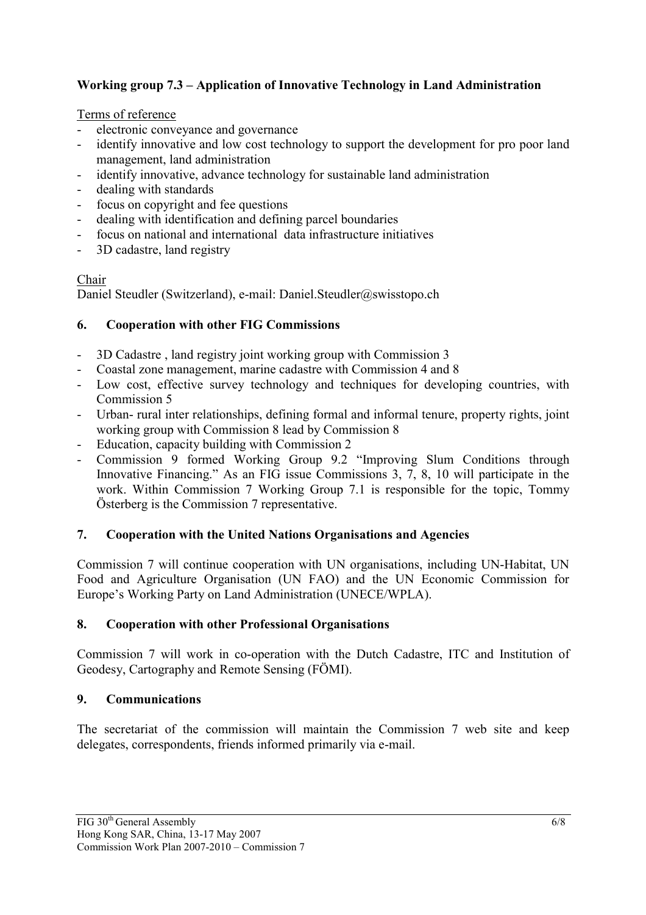**Working group 7.3 – Application of Innovative Technology in Land Administration**

Terms of reference

- electronic conveyance and governance
- identify innovative and low cost technology to support the development for pro poor land management, land administration
- identify innovative, advance technology for sustainable land administration
- dealing with standards
- focus on copyright and fee questions
- dealing with identification and defining parcel boundaries
- focus on national and international data infrastructure initiatives
- 3D cadastre, land registry

Chair

Daniel Steudler (Switzerland), e-mail: Daniel.Steudler@swisstopo.ch

## 6. Cooperation with other FIG Commissions

- 3D Cadastre , land registry joint working group with Commission 3
- Coastal zone management, marine cadastre with Commission 4 and 8
- Low cost, effective survey technology and techniques for developing countries, with Commission 5
- Urban- rural inter relationships, defining formal and informal tenure, property rights, joint working group with Commission 8 lead by Commission 8
- Education, capacity building with Commission 2
- Commission 9 formed Working Group 9.2 "Improving Slum Conditions through Innovative Financing." As an FIG issue Commissions 3, 7, 8, 10 will participate in the work. Within Commission 7 Working Group 7.1 is responsible for the topic, Tommy Österberg is the Commission 7 representative.

## 7. Cooperation with the United Nations Organisations and Agencies

Commission 7 will continue cooperation with UN organisations, including UN-Habitat, UN Food and Agriculture Organisation (UN FAO) and the UN Economic Commission for Europe's Working Party on Land Administration (UNECE/WPLA).

## 8. Cooperation with other Professional Organisations

Commission 7 will work in co-operation with the Dutch Cadastre, ITC and Institution of Geodesy, Cartography and Remote Sensing (FÖMI).

## 9. Communications

The secretariat of the commission will maintain the Commission 7 web site and keep delegates, correspondents, friends informed primarily via e-mail.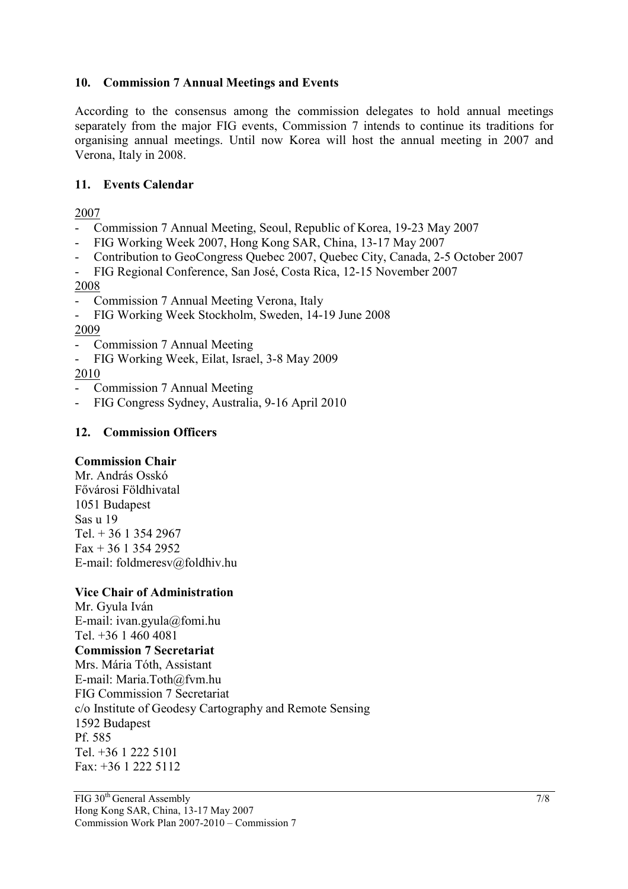## 10. Commission 7 Annual Meetings and Events

According to the consensus among the commission delegates to hold annual meetings separately from the major FIG events, Commission 7 intends to continue its traditions for organising annual meetings. Until now Korea will host the annual meeting in 2007 and Verona, Italy in 2008.

## 11. Events Calendar

2007

- Commission 7 Annual Meeting, Seoul, Republic of Korea, 19-23 May 2007
- FIG Working Week 2007, Hong Kong SAR, China, 13-17 May 2007
- Contribution to GeoCongress Quebec 2007, Quebec City, Canada, 2-5 October 2007
- FIG Regional Conference, San José, Costa Rica, 12-15 November 2007

2008

- Commission 7 Annual Meeting Verona, Italy
- FIG Working Week Stockholm, Sweden, 14-19 June 2008

2009

- Commission 7 Annual Meeting
- FIG Working Week, Eilat, Israel, 3-8 May 2009

2010

- Commission 7 Annual Meeting
- FIG Congress Sydney, Australia, 9-16 April 2010

## 12. Commission Officers

**Commission Chair**

Mr. András Osskó
Fővárosi Földhivatal
1051 Budapest
Sas u 19
Tel. + 36 1 354 2967
Fax + 36 1 354 2952
E-mail: foldmeresv@foldhiv.hu

**Vice Chair of Administration**

Mr. Gyula Iván
E-mail: ivan.gyula@fomi.hu
Tel. +36 1 460 4081

**Commission 7 Secretariat**

Mrs. Mária Tóth, Assistant
E-mail: Maria.Toth@fvm.hu
FIG Commission 7 Secretariat
c/o Institute of Geodesy Cartography and Remote Sensing
1592 Budapest
Pf. 585
Tel. +36 1 222 5101
Fax: +36 1 222 5112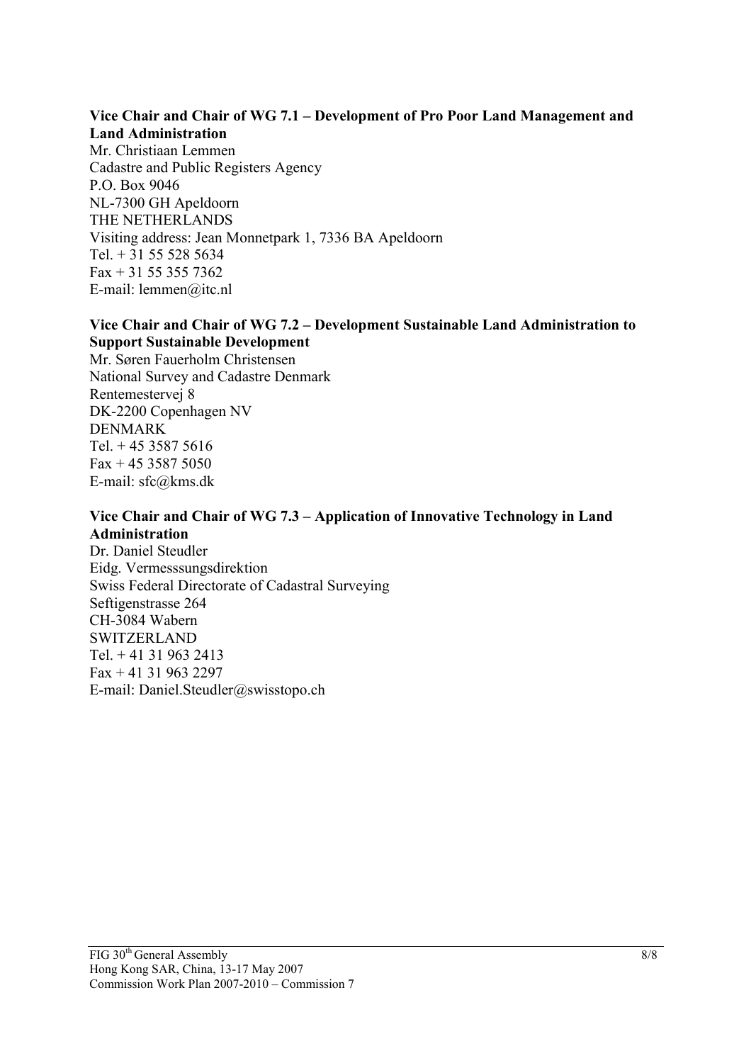**Vice Chair and Chair of WG 7.1 – Development of Pro Poor Land Management and Land Administration**

Mr. Christiaan Lemmen
Cadastre and Public Registers Agency
P.O. Box 9046
NL-7300 GH Apeldoorn
THE NETHERLANDS
Visiting address: Jean Monnetpark 1, 7336 BA Apeldoorn
Tel. + 31 55 528 5634
Fax + 31 55 355 7362
E-mail: lemmen@itc.nl

**Vice Chair and Chair of WG 7.2 – Development Sustainable Land Administration to Support Sustainable Development**

Mr. Søren Fauerholm Christensen
National Survey and Cadastre Denmark
Rentemestervej 8
DK-2200 Copenhagen NV
DENMARK
Tel. + 45 3587 5616
Fax + 45 3587 5050
E-mail: sfc@kms.dk

**Vice Chair and Chair of WG 7.3 – Application of Innovative Technology in Land Administration**

Dr. Daniel Steudler
Eidg. Vermesssungsdirektion
Swiss Federal Directorate of Cadastral Surveying
Seftigenstrasse 264
CH-3084 Wabern
SWITZERLAND
Tel. + 41 31 963 2413
Fax + 41 31 963 2297
E-mail: Daniel.Steudler@swisstopo.ch